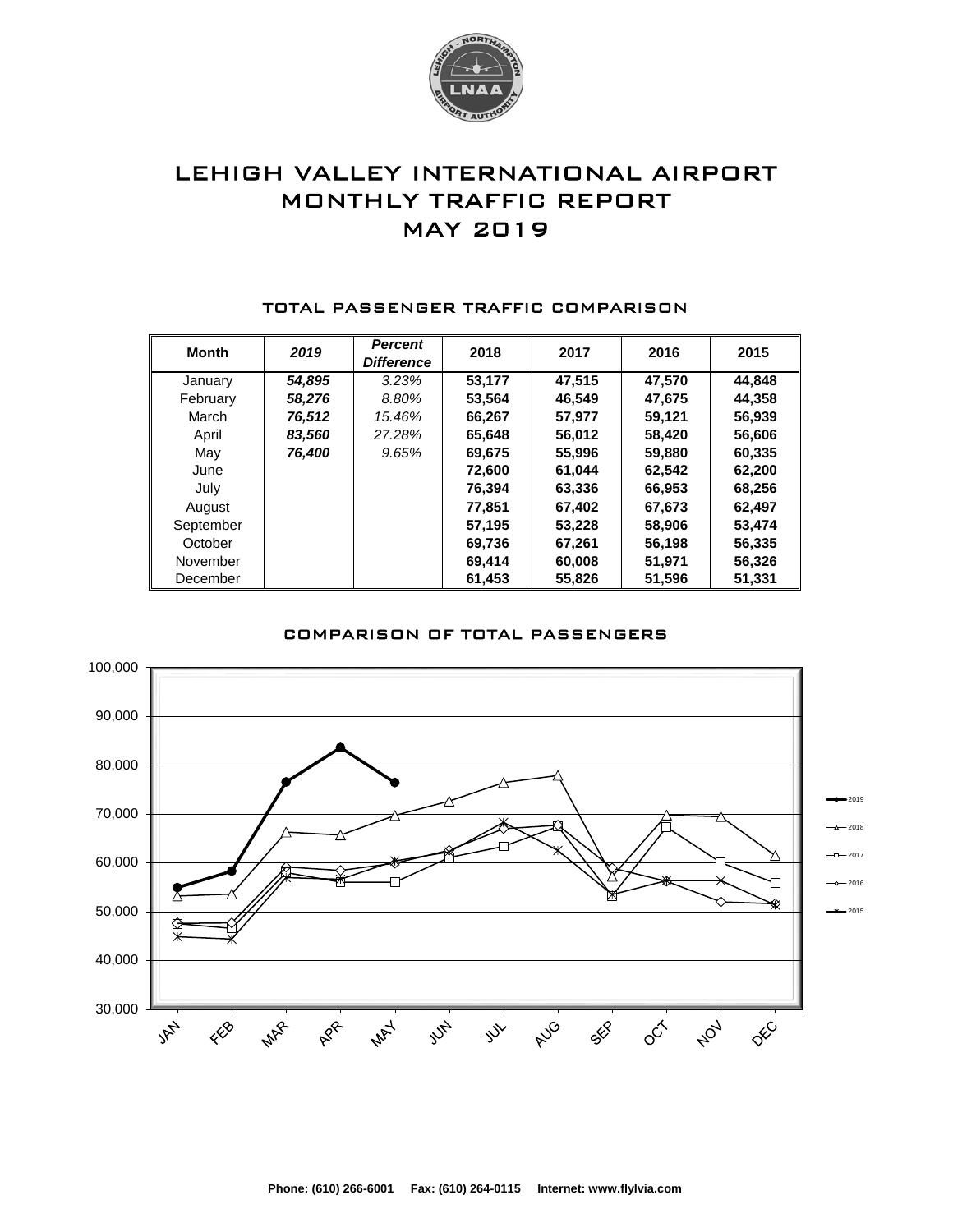# LEHIGH VALLEY INTERNATIONAL AIRPORT
# MONTHLY TRAFFIC REPORT
# MAY 2019

## TOTAL PASSENGER TRAFFIC COMPARISON

| Month | *2019* | *Percent Difference* | 2018 | 2017 | 2016 | 2015 |
|---|---|---|---|---|---|---|
| January | ***54,895*** | *3.23%* | **53,177** | **47,515** | **47,570** | **44,848** |
| February | ***58,276*** | *8.80%* | **53,564** | **46,549** | **47,675** | **44,358** |
| March | ***76,512*** | *15.46%* | **66,267** | **57,977** | **59,121** | **56,939** |
| April | ***83,560*** | *27.28%* | **65,648** | **56,012** | **58,420** | **56,606** |
| May | ***76,400*** | *9.65%* | **69,675** | **55,996** | **59,880** | **60,335** |
| June | | | **72,600** | **61,044** | **62,542** | **62,200** |
| July | | | **76,394** | **63,336** | **66,953** | **68,256** |
| August | | | **77,851** | **67,402** | **67,673** | **62,497** |
| September | | | **57,195** | **53,228** | **58,906** | **53,474** |
| October | | | **69,736** | **67,261** | **56,198** | **56,335** |
| November | | | **69,414** | **60,008** | **51,971** | **56,326** |
| December | | | **61,453** | **55,826** | **51,596** | **51,331** |

## COMPARISON OF TOTAL PASSENGERS

**Phone: (610) 266-6001 Fax: (610) 264-0115 Internet: www.flylvia.com**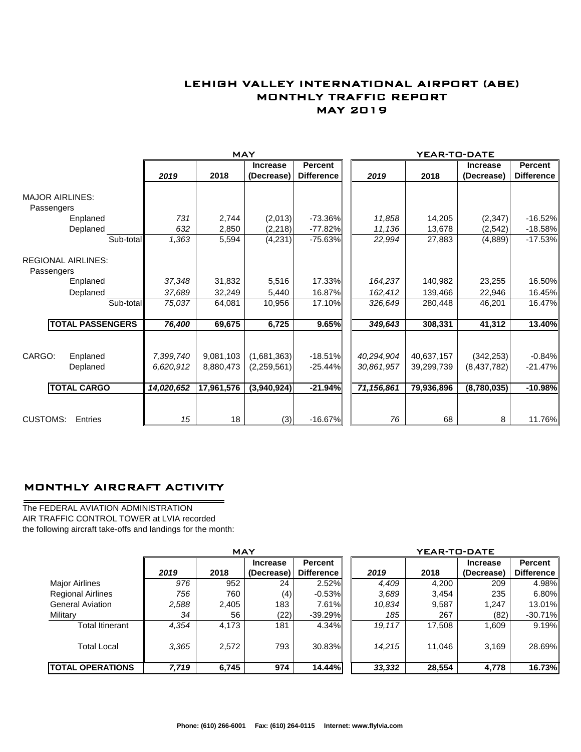# LEHIGH VALLEY INTERNATIONAL AIRPORT (ABE)
# MONTHLY TRAFFIC REPORT
# MAY 2019

| | MAY | | | | YEAR-TO-DATE | | | |
|---|---|---|---|---|---|---|---|---|
| | *2019* | 2018 | Increase (Decrease) | Percent Difference | *2019* | 2018 | Increase (Decrease) | Percent Difference |
| **MAJOR AIRLINES:** | | | | | | | | |
| Passengers | | | | | | | | |
| Enplaned | *731* | 2,744 | (2,013) | -73.36% | *11,858* | 14,205 | (2,347) | -16.52% |
| Deplaned | *632* | 2,850 | (2,218) | -77.82% | *11,136* | 13,678 | (2,542) | -18.58% |
| Sub-total | *1,363* | 5,594 | (4,231) | -75.63% | *22,994* | 27,883 | (4,889) | -17.53% |
| **REGIONAL AIRLINES:** | | | | | | | | |
| Passengers | | | | | | | | |
| Enplaned | *37,348* | 31,832 | 5,516 | 17.33% | *164,237* | 140,982 | 23,255 | 16.50% |
| Deplaned | *37,689* | 32,249 | 5,440 | 16.87% | *162,412* | 139,466 | 22,946 | 16.45% |
| Sub-total | *75,037* | 64,081 | 10,956 | 17.10% | *326,649* | 280,448 | 46,201 | 16.47% |
| **TOTAL PASSENGERS** | ***76,400*** | **69,675** | **6,725** | **9.65%** | ***349,643*** | **308,331** | **41,312** | **13.40%** |
| CARGO: Enplaned | *7,399,740* | 9,081,103 | (1,681,363) | -18.51% | *40,294,904* | 40,637,157 | (342,253) | -0.84% |
| Deplaned | *6,620,912* | 8,880,473 | (2,259,561) | -25.44% | *30,861,957* | 39,299,739 | (8,437,782) | -21.47% |
| **TOTAL CARGO** | ***14,020,652*** | **17,961,576** | **(3,940,924)** | **-21.94%** | ***71,156,861*** | **79,936,896** | **(8,780,035)** | **-10.98%** |
| CUSTOMS: Entries | *15* | 18 | (3) | -16.67% | *76* | 68 | 8 | 11.76% |

## MONTHLY AIRCRAFT ACTIVITY

The FEDERAL AVIATION ADMINISTRATION
AIR TRAFFIC CONTROL TOWER at LVIA recorded
the following aircraft take-offs and landings for the month:

| | MAY | | | | YEAR-TO-DATE | | | |
|---|---|---|---|---|---|---|---|---|
| | *2019* | 2018 | Increase (Decrease) | Percent Difference | *2019* | 2018 | Increase (Decrease) | Percent Difference |
| Major Airlines | *976* | 952 | 24 | 2.52% | *4,409* | 4,200 | 209 | 4.98% |
| Regional Airlines | *756* | 760 | (4) | -0.53% | *3,689* | 3,454 | 235 | 6.80% |
| General Aviation | *2,588* | 2,405 | 183 | 7.61% | *10,834* | 9,587 | 1,247 | 13.01% |
| Military | *34* | 56 | (22) | -39.29% | *185* | 267 | (82) | -30.71% |
| Total Itinerant | *4,354* | 4,173 | 181 | 4.34% | *19,117* | 17,508 | 1,609 | 9.19% |
| Total Local | *3,365* | 2,572 | 793 | 30.83% | *14,215* | 11,046 | 3,169 | 28.69% |
| **TOTAL OPERATIONS** | ***7,719*** | **6,745** | **974** | **14.44%** | ***33,332*** | **28,554** | **4,778** | **16.73%** |

**Phone: (610) 266-6001 Fax: (610) 264-0115 Internet: www.flylvia.com**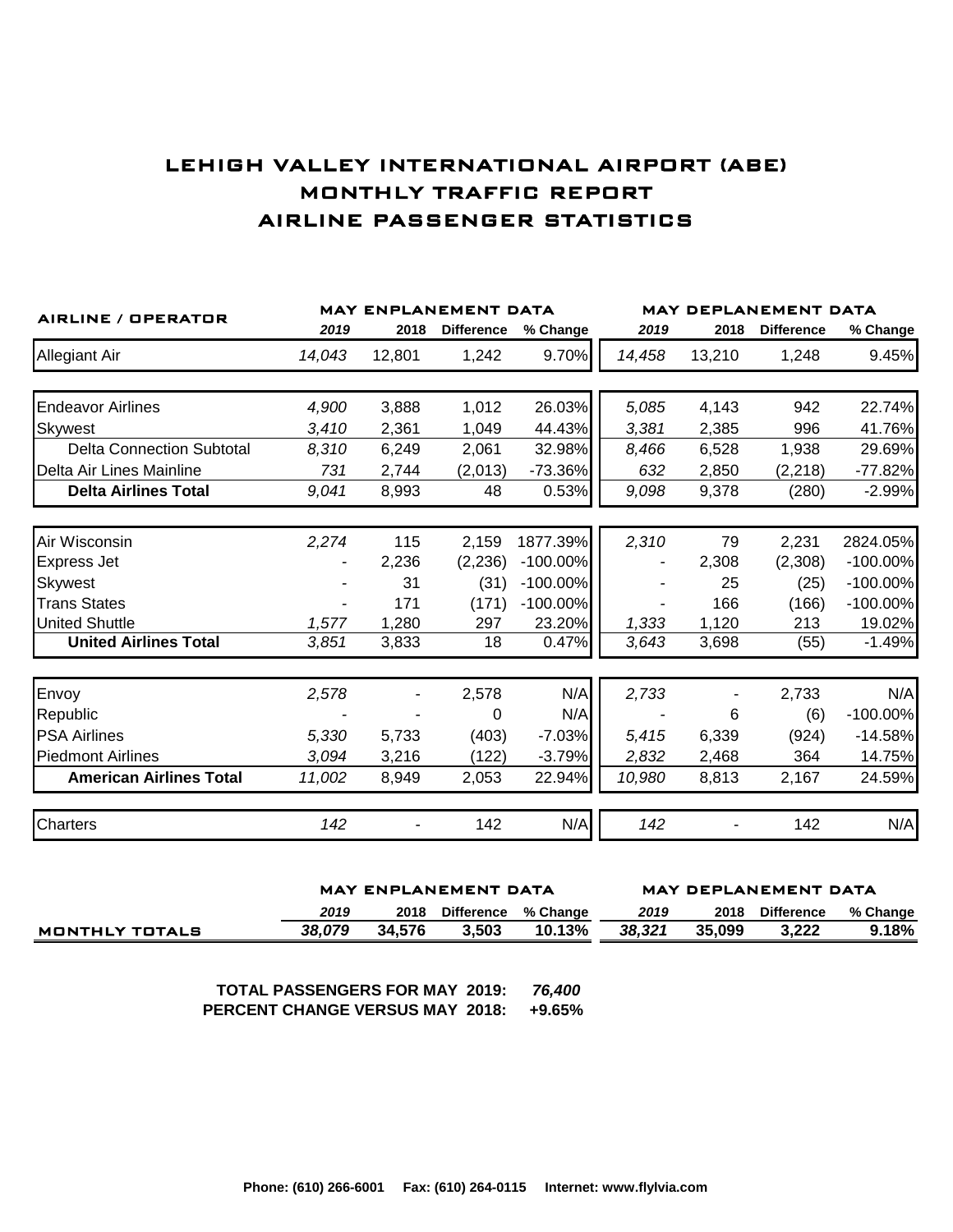# LEHIGH VALLEY INTERNATIONAL AIRPORT (ABE)
## MONTHLY TRAFFIC REPORT
## AIRLINE PASSENGER STATISTICS

| AIRLINE / OPERATOR | MAY ENPLANEMENT DATA | | | | MAY DEPLANEMENT DATA | | | |
|---|---|---|---|---|---|---|---|---|
| | *2019* | 2018 | Difference | % Change | *2019* | 2018 | Difference | % Change |
| Allegiant Air | *14,043* | 12,801 | 1,242 | 9.70% | *14,458* | 13,210 | 1,248 | 9.45% |
| Endeavor Airlines | *4,900* | 3,888 | 1,012 | 26.03% | *5,085* | 4,143 | 942 | 22.74% |
| Skywest | *3,410* | 2,361 | 1,049 | 44.43% | *3,381* | 2,385 | 996 | 41.76% |
| Delta Connection Subtotal | *8,310* | 6,249 | 2,061 | 32.98% | *8,466* | 6,528 | 1,938 | 29.69% |
| Delta Air Lines Mainline | *731* | 2,744 | (2,013) | -73.36% | *632* | 2,850 | (2,218) | -77.82% |
| **Delta Airlines Total** | *9,041* | 8,993 | 48 | 0.53% | *9,098* | 9,378 | (280) | -2.99% |
| Air Wisconsin | *2,274* | 115 | 2,159 | 1877.39% | *2,310* | 79 | 2,231 | 2824.05% |
| Express Jet | - | 2,236 | (2,236) | -100.00% | - | 2,308 | (2,308) | -100.00% |
| Skywest | - | 31 | (31) | -100.00% | - | 25 | (25) | -100.00% |
| Trans States | - | 171 | (171) | -100.00% | - | 166 | (166) | -100.00% |
| United Shuttle | *1,577* | 1,280 | 297 | 23.20% | *1,333* | 1,120 | 213 | 19.02% |
| **United Airlines Total** | *3,851* | 3,833 | 18 | 0.47% | *3,643* | 3,698 | (55) | -1.49% |
| Envoy | *2,578* | - | 2,578 | N/A | *2,733* | - | 2,733 | N/A |
| Republic | - | - | 0 | N/A | - | 6 | (6) | -100.00% |
| PSA Airlines | *5,330* | 5,733 | (403) | -7.03% | *5,415* | 6,339 | (924) | -14.58% |
| Piedmont Airlines | *3,094* | 3,216 | (122) | -3.79% | *2,832* | 2,468 | 364 | 14.75% |
| **American Airlines Total** | *11,002* | 8,949 | 2,053 | 22.94% | *10,980* | 8,813 | 2,167 | 24.59% |
| Charters | *142* | - | 142 | N/A | *142* | - | 142 | N/A |

| | MAY ENPLANEMENT DATA | | | | MAY DEPLANEMENT DATA | | | |
|---|---|---|---|---|---|---|---|---|
| | *2019* | 2018 | Difference | % Change | *2019* | 2018 | Difference | % Change |
| **MONTHLY TOTALS** | ***38,079*** | **34,576** | **3,503** | **10.13%** | ***38,321*** | **35,099** | **3,222** | **9.18%** |

**TOTAL PASSENGERS FOR MAY 2019:** ***76,400***

**PERCENT CHANGE VERSUS MAY 2018:** **+9.65%**

**Phone: (610) 266-6001 Fax: (610) 264-0115 Internet: www.flylvia.com**